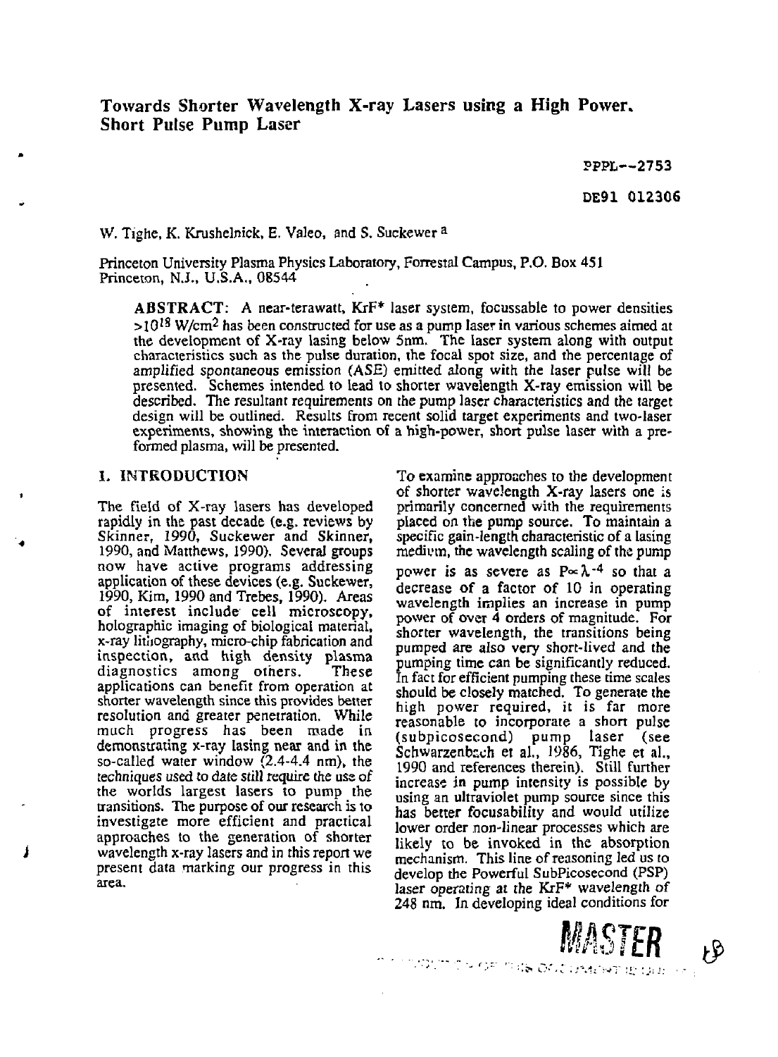# Towards Shorter Wavelength X-ray Lasers using a High Power, Short Pulse Pump Laser

PPPL--2753

DE91 012306

W. Tighe, K. Krushelnick, E. Valeo, and S. Suckewer [a]

Princeton University Plasma Physics Laboratory, Forrestal Campus, P.O. Box 451 Princeton, N.J., U.S.A., 08544

**ABSTRACT**: A near-terawatt, KrF* laser system, focussable to power densities $>10^{18}$ W/cm$^2$ has been constructed for use as a pump laser in various schemes aimed at the development of X-ray lasing below 5nm. The laser system along with output characteristics such as the pulse duration, the focal spot size, and the percentage of amplified spontaneous emission (ASE) emitted along with the laser pulse will be presented. Schemes intended to lead to shorter wavelength X-ray emission will be described. The resultant requirements on the pump laser characteristics and the target design will be outlined. Results from recent solid target experiments and two-laser experiments, showing the interaction of a high-power, short pulse laser with a pre-formed plasma, will be presented.

## I. INTRODUCTION

The field of X-ray lasers has developed rapidly in the past decade (e.g. reviews by Skinner, 1990, Suckewer and Skinner, 1990, and Matthews, 1990). Several groups now have active programs addressing application of these devices (e.g. Suckewer, 1990, Kim, 1990 and Trebes, 1990). Areas of interest include cell microscopy, holographic imaging of biological material, x-ray lithography, micro-chip fabrication and inspection, and high density plasma diagnostics among others. These applications can benefit from operation at shorter wavelength since this provides better resolution and greater penetration. While much progress has been made in demonstrating x-ray lasing near and in the so-called water window (2.4-4.4 nm), the techniques used to date still require the use of the worlds largest lasers to pump the transitions. The purpose of our research is to investigate more efficient and practical approaches to the generation of shorter wavelength x-ray lasers and in this report we present data marking our progress in this area.

To examine approaches to the development of shorter wavelength X-ray lasers one is primarily concerned with the requirements placed on the pump source. To maintain a specific gain-length characteristic of a lasing medium, the wavelength scaling of the pump power is as severe as $P \propto \lambda^{-4}$ so that a decrease of a factor of 10 in operating wavelength implies an increase in pump power of over 4 orders of magnitude. For shorter wavelength, the transitions being pumped are also very short-lived and the pumping time can be significantly reduced. In fact for efficient pumping these time scales should be closely matched. To generate the high power required, it is far more reasonable to incorporate a short pulse (subpicosecond) pump laser (see Schwarzenbach et al., 1986, Tighe et al., 1990 and references therein). Still further increase in pump intensity is possible by using an ultraviolet pump source since this has better focusability and would utilize lower order non-linear processes which are likely to be invoked in the absorption mechanism. This line of reasoning led us to develop the Powerful SubPicosecond (PSP) laser operating at the KrF* wavelength of 248 nm. In developing ideal conditions for

MASTER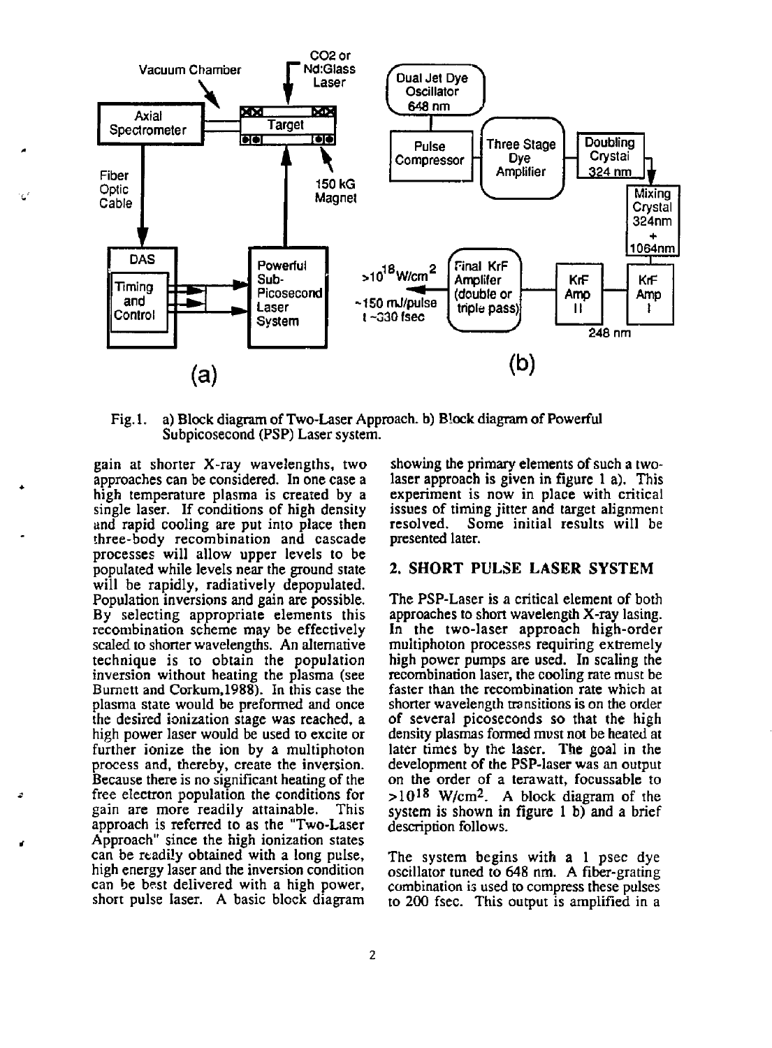Fig. 1. a) Block diagram of Two-Laser Approach. b) Block diagram of Powerful Subpicosecond (PSP) Laser system.

gain at shorter X-ray wavelengths, two approaches can be considered. In one case a high temperature plasma is created by a single laser. If conditions of high density and rapid cooling are put into place then three-body recombination and cascade processes will allow upper levels to be populated while levels near the ground state will be rapidly, radiatively depopulated. Population inversions and gain are possible. By selecting appropriate elements this recombination scheme may be effectively scaled to shorter wavelengths. An alternative technique is to obtain the population inversion without heating the plasma (see Burnett and Corkum,1988). In this case the plasma state would be preformed and once the desired ionization stage was reached, a high power laser would be used to excite or further ionize the ion by a multiphoton process and, thereby, create the inversion. Because there is no significant heating of the free electron population the conditions for gain are more readily attainable. This approach is referred to as the "Two-Laser Approach" since the high ionization states can be readily obtained with a long pulse, high energy laser and the inversion condition can be best delivered with a high power, short pulse laser. A basic block diagram showing the primary elements of such a two-laser approach is given in figure 1 a). This experiment is now in place with critical issues of timing jitter and target alignment resolved. Some initial results will be presented later.

## 2. SHORT PULSE LASER SYSTEM

The PSP-Laser is a critical element of both approaches to short wavelength X-ray lasing. In the two-laser approach high-order multiphoton processes requiring extremely high power pumps are used. In scaling the recombination laser, the cooling rate must be faster than the recombination rate which at shorter wavelength transitions is on the order of several picoseconds so that the high density plasmas formed must not be heated at later times by the laser. The goal in the development of the PSP-laser was an output on the order of a terawatt, focussable to $>10^{18}$ W/cm$^2$. A block diagram of the system is shown in figure 1 b) and a brief description follows.

The system begins with a 1 psec dye oscillator tuned to 648 nm. A fiber-grating combination is used to compress these pulses to 200 fsec. This output is amplified in a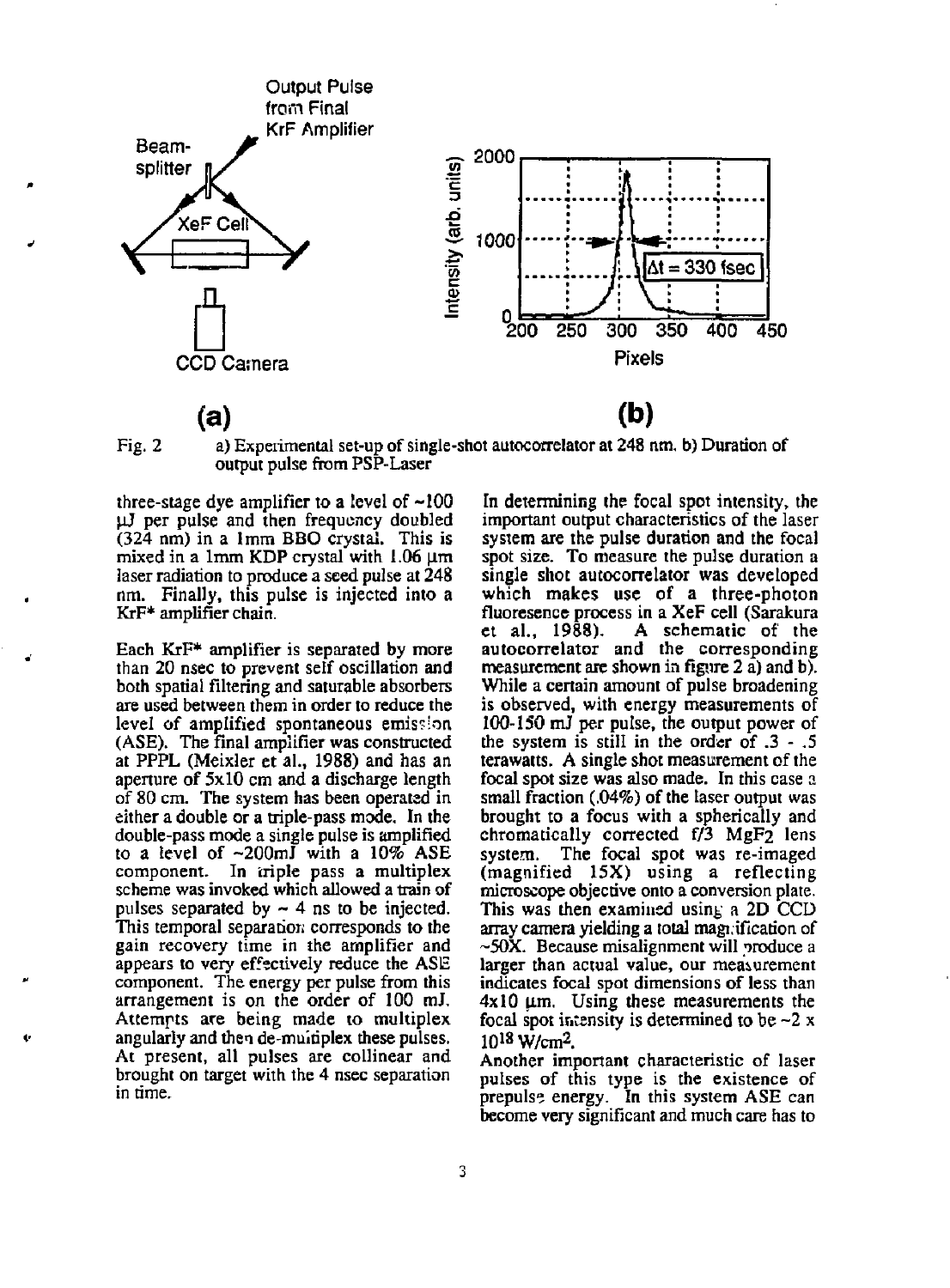Fig. 2 a) Experimental set-up of single-shot autocorrelator at 248 nm. b) Duration of output pulse from PSP-Laser

three-stage dye amplifier to a level of ~100 μJ per pulse and then frequency doubled (324 nm) in a 1mm BBO crystal. This is mixed in a 1mm KDP crystal with 1.06 μm laser radiation to produce a seed pulse at 248 nm. Finally, this pulse is injected into a KrF* amplifier chain.

Each KrF* amplifier is separated by more than 20 nsec to prevent self oscillation and both spatial filtering and saturable absorbers are used between them in order to reduce the level of amplified spontaneous emission (ASE). The final amplifier was constructed at PPPL (Meixler et al., 1988) and has an aperture of 5x10 cm and a discharge length of 80 cm. The system has been operated in either a double or a triple-pass mode. In the double-pass mode a single pulse is amplified to a level of ~200mJ with a 10% ASE component. In triple pass a multiplex scheme was invoked which allowed a train of pulses separated by ~ 4 ns to be injected. This temporal separation corresponds to the gain recovery time in the amplifier and appears to very effectively reduce the ASE component. The energy per pulse from this arrangement is on the order of 100 mJ. Attempts are being made to multiplex angularly and then de-multiplex these pulses. At present, all pulses are collinear and brought on target with the 4 nsec separation in time.

In determining the focal spot intensity, the important output characteristics of the laser system are the pulse duration and the focal spot size. To measure the pulse duration a single shot autocorrelator was developed which makes use of a three-photon fluoresence process in a XeF cell (Sarakura et al., 1988). A schematic of the autocorrelator and the corresponding measurement are shown in figure 2 a) and b). While a certain amount of pulse broadening is observed, with energy measurements of 100-150 mJ per pulse, the output power of the system is still in the order of .3 - .5 terawatts. A single shot measurement of the focal spot size was also made. In this case a small fraction (.04%) of the laser output was brought to a focus with a spherically and chromatically corrected f/3 $MgF_2$ lens system. The focal spot was re-imaged (magnified 15X) using a reflecting microscope objective onto a conversion plate. This was then examined using a 2D CCD array camera yielding a total magnification of ~50X. Because misalignment will produce a larger than actual value, our measurement indicates focal spot dimensions of less than 4x10 μm. Using these measurements the focal spot intensity is determined to be $\sim 2 \times 10^{18}$ W/cm$^2$.

Another important characteristic of laser pulses of this type is the existence of prepulse energy. In this system ASE can become very significant and much care has to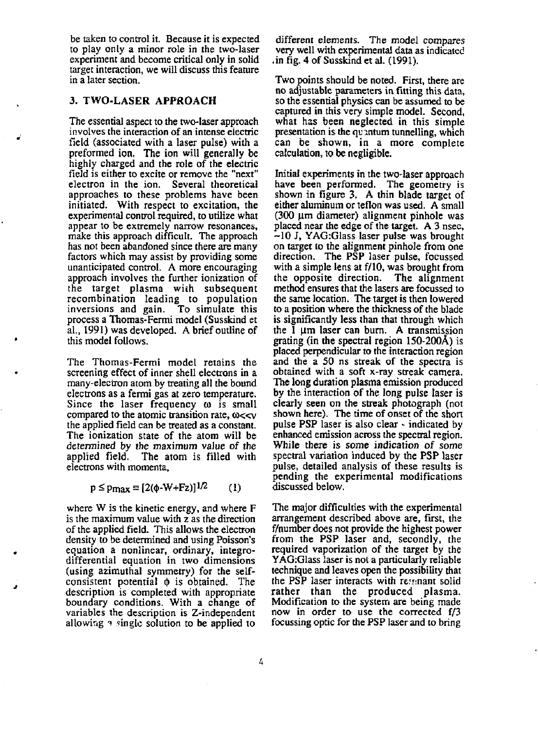be taken to control it. Because it is expected to play only a minor role in the two-laser experiment and become critical only in solid target interaction, we will discuss this feature in a later section.

## 3. TWO-LASER APPROACH

The essential aspect to the two-laser approach involves the interaction of an intense electric field (associated with a laser pulse) with a preformed ion. The ion will generally be highly charged and the role of the electric field is either to excite or remove the "next" electron in the ion. Several theoretical approaches to these problems have been initiated. With respect to excitation, the experimental control required, to utilize what appear to be extremely narrow resonances, make this approach difficult. The approach has not been abandoned since there are many factors which may assist by providing some unanticipated control. A more encouraging approach involves the further ionization of the target plasma with subsequent recombination leading to population inversions and gain. To simulate this process a Thomas-Fermi model (Susskind et al., 1991) was developed. A brief outline of this model follows.

The Thomas-Fermi model retains the screening effect of inner shell electrons in a many-electron atom by treating all the bound electrons as a fermi gas at zero temperature. Since the laser frequency $\omega$ is small compared to the atomic transition rate, $\omega \ll \nu$ the applied field can be treated as a constant. The ionization state of the atom will be *determined by the maximum value of the* applied field. The atom is filled with electrons with momenta,

$$p \leq p_{max} \equiv [2(\phi - W + Fz)]^{1/2} \qquad (1)$$

where W is the kinetic energy, and where F is the maximum value with z as the direction of the applied field. This allows the electron density to be determined and using Poisson's equation a nonlinear, ordinary, integro-differential equation in two dimensions (using azimuthal symmetry) for the self-consistent potential $\phi$ is obtained. The description is completed with appropriate boundary conditions. With a change of variables the description is Z-independent allowing a single solution to be applied to different elements. The model compares very well with experimental data as indicated in fig. 4 of Susskind et al. (1991).

Two points should be noted. First, there are no adjustable parameters in fitting this data, so the essential physics can be assumed to be captured in this very simple model. Second, what has been neglected in this simple presentation is the quantum tunnelling, which can be shown, in a more complete calculation, to be negligible.

Initial experiments in the two-laser approach have been performed. The geometry is shown in figure 3. A thin blade target of either aluminum or teflon was used. A small (300 μm diameter) alignment pinhole was placed near the edge of the target. A 3 nsec, ~10 J, YAG:Glass laser pulse was brought on target to the alignment pinhole from one direction. The PSP laser pulse, focussed with a simple lens at f/10, was brought from the opposite direction. The alignment method ensures that the lasers are focussed to the same location. The target is then lowered to a position where the thickness of the blade is significantly less than that through which the 1 μm laser can burn. A transmission grating (in the spectral region 150-200Å) is placed perpendicular to the interaction region and the a 50 ns streak of the spectra is obtained with a soft x-ray streak camera. The long duration plasma emission produced by the interaction of the long pulse laser is clearly seen on the streak photograph (not shown here). The time of onset of the short pulse PSP laser is also clear - indicated by enhanced emission across the spectral region. While there is some indication of some spectral variation induced by the PSP laser pulse, detailed analysis of these results is pending the experimental modifications discussed below.

The major difficulties with the experimental arrangement described above are, first, the f/number does not provide the highest power from the PSP laser and, secondly, the required vaporization of the target by the YAG:Glass laser is not a particularly reliable technique and leaves open the possibility that the PSP laser interacts with remnant solid rather than the produced plasma. Modification to the system are being made now in order to use the corrected f/3 focussing optic for the PSP laser and to bring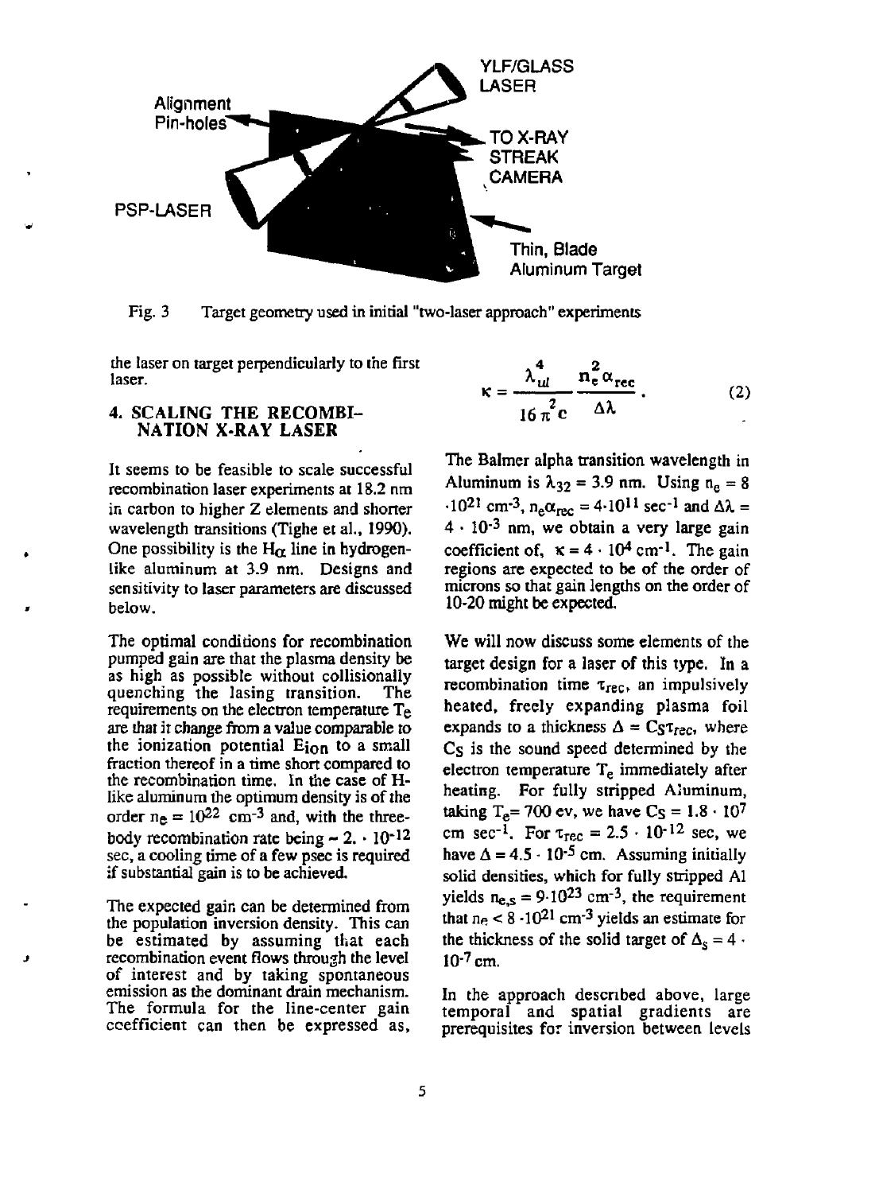Fig. 3 Target geometry used in initial "two-laser approach" experiments

the laser on target perpendicularly to the first laser.

## 4. SCALING THE RECOMBINATION X-RAY LASER

It seems to be feasible to scale successful recombination laser experiments at 18.2 nm in carbon to higher Z elements and shorter wavelength transitions (Tighe et al., 1990). One possibility is the $H_\alpha$ line in hydrogen-like aluminum at 3.9 nm. Designs and sensitivity to laser parameters are discussed below.

The optimal conditions for recombination pumped gain are that the plasma density be as high as possible without collisionally quenching the lasing transition. The requirements on the electron temperature $T_e$ are that it change from a value comparable to the ionization potential $E_{ion}$ to a small fraction thereof in a time short compared to the recombination time. In the case of H-like aluminum the optimum density is of the order $n_e = 10^{22}$ cm$^{-3}$ and, with the three-body recombination rate being $\sim 2. \cdot 10^{-12}$ sec, a cooling time of a few psec is required if substantial gain is to be achieved.

The expected gain can be determined from the population inversion density. This can be estimated by assuming that each recombination event flows through the level of interest and by taking spontaneous emission as the dominant drain mechanism. The formula for the line-center gain coefficient can then be expressed as,

$$\kappa = \frac{\lambda_{ul}^4}{16\pi^2 c} \frac{n_e^2 \alpha_{rec}}{\Delta\lambda}. \tag{2}$$

The Balmer alpha transition wavelength in Aluminum is $\lambda_{32} = 3.9$ nm. Using $n_e = 8 \cdot 10^{21}$ cm$^{-3}$, $n_e\alpha_{rec} = 4 \cdot 10^{11}$ sec$^{-1}$ and $\Delta\lambda = 4 \cdot 10^{-3}$ nm, we obtain a very large gain coefficient of, $\kappa = 4 \cdot 10^4$ cm$^{-1}$. The gain regions are expected to be of the order of microns so that gain lengths on the order of 10-20 might be expected.

We will now discuss some elements of the target design for a laser of this type. In a recombination time $\tau_{rec}$, an impulsively heated, freely expanding plasma foil expands to a thickness $\Delta = C_S\tau_{rec}$, where $C_S$ is the sound speed determined by the electron temperature $T_e$ immediately after heating. For fully stripped Aluminum, taking $T_e = 700$ ev, we have $C_S = 1.8 \cdot 10^7$ cm sec$^{-1}$. For $\tau_{rec} = 2.5 \cdot 10^{-12}$ sec, we have $\Delta = 4.5 \cdot 10^{-5}$ cm. Assuming initially solid densities, which for fully stripped Al yields $n_{e,s} = 9 \cdot 10^{23}$ cm$^{-3}$, the requirement that $n_e < 8 \cdot 10^{21}$ cm$^{-3}$ yields an estimate for the thickness of the solid target of $\Delta_s = 4 \cdot 10^{-7}$ cm.

In the approach described above, large temporal and spatial gradients are prerequisites for inversion between levels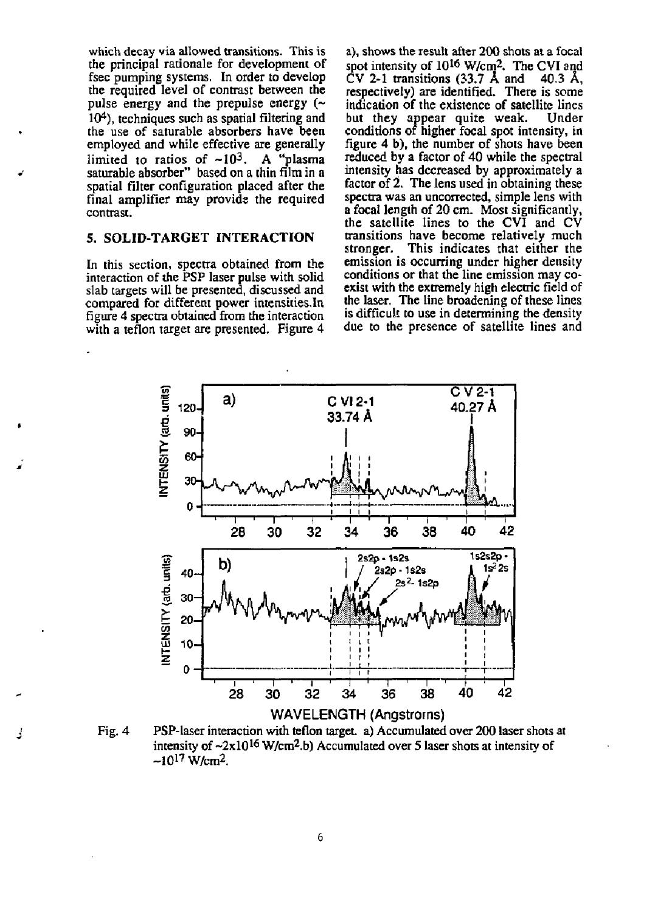which decay via allowed transitions. This is the principal rationale for development of fsec pumping systems. In order to develop the required level of contrast between the pulse energy and the prepulse energy (~ $10^4$), techniques such as spatial filtering and the use of saturable absorbers have been employed and while effective are generally limited to ratios of ~$10^3$. A "plasma saturable absorber" based on a thin film in a spatial filter configuration placed after the final amplifier may provide the required contrast.

## 5. SOLID-TARGET INTERACTION

In this section, spectra obtained from the interaction of the PSP laser pulse with solid slab targets will be presented, discussed and compared for different power intensities. In figure 4 spectra obtained from the interaction with a teflon target are presented. Figure 4 a), shows the result after 200 shots at a focal spot intensity of $10^{16}$ W/cm$^2$. The CVI and CV 2-1 transitions (33.7 Å and 40.3 Å, respectively) are identified. There is some indication of the existence of satellite lines but they appear quite weak. Under conditions of higher focal spot intensity, in figure 4 b), the number of shots have been reduced by a factor of 40 while the spectral intensity has decreased by approximately a factor of 2. The lens used in obtaining these spectra was an uncorrected, simple lens with a focal length of 20 cm. Most significantly, the satellite lines to the CVI and CV transitions have become relatively much stronger. This indicates that either the emission is occurring under higher density conditions or that the line emission may co-exist with the extremely high electric field of the laser. The line broadening of these lines is difficult to use in determining the density due to the presence of satellite lines and

Fig. 4 PSP-laser interaction with teflon target. a) Accumulated over 200 laser shots at intensity of ~$2\times10^{16}$ W/cm$^2$. b) Accumulated over 5 laser shots at intensity of ~$10^{17}$ W/cm$^2$.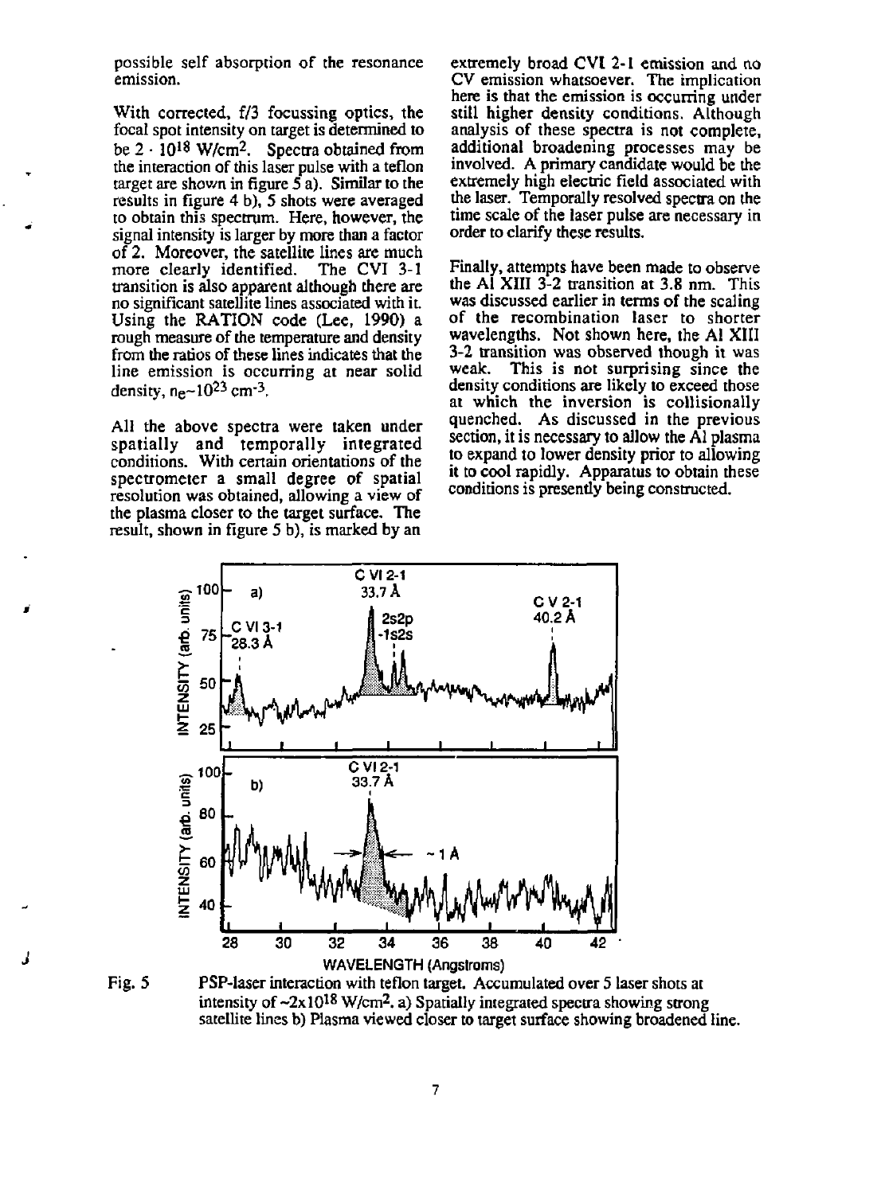possible self absorption of the resonance emission.

With corrected, f/3 focussing optics, the focal spot intensity on target is determined to be $2 \cdot 10^{18}$ W/cm$^2$. Spectra obtained from the interaction of this laser pulse with a teflon target are shown in figure 5 a). Similar to the results in figure 4 b), 5 shots were averaged to obtain this spectrum. Here, however, the signal intensity is larger by more than a factor of 2. Moreover, the satellite lines are much more clearly identified. The CVI 3-1 transition is also apparent although there are no significant satellite lines associated with it. Using the RATION code (Lee, 1990) a rough measure of the temperature and density from the ratios of these lines indicates that the line emission is occurring at near solid density, $n_e \sim 10^{23}$ cm$^{-3}$.

All the above spectra were taken under spatially and temporally integrated conditions. With certain orientations of the spectrometer a small degree of spatial resolution was obtained, allowing a view of the plasma closer to the target surface. The result, shown in figure 5 b), is marked by an extremely broad CVI 2-1 emission and no CV emission whatsoever. The implication here is that the emission is occurring under still higher density conditions. Although analysis of these spectra is not complete, additional broadening processes may be involved. A primary candidate would be the extremely high electric field associated with the laser. Temporally resolved spectra on the time scale of the laser pulse are necessary in order to clarify these results.

Finally, attempts have been made to observe the Al XIII 3-2 transition at 3.8 nm. This was discussed earlier in terms of the scaling of the recombination laser to shorter wavelengths. Not shown here, the Al XIII 3-2 transition was observed though it was weak. This is not surprising since the density conditions are likely to exceed those at which the inversion is collisionally quenched. As discussed in the previous section, it is necessary to allow the Al plasma to expand to lower density prior to allowing it to cool rapidly. Apparatus to obtain these conditions is presently being constructed.

Fig. 5 PSP-laser interaction with teflon target. Accumulated over 5 laser shots at intensity of ~$2 \times 10^{18}$ W/cm$^2$. a) Spatially integrated spectra showing strong satellite lines b) Plasma viewed closer to target surface showing broadened line.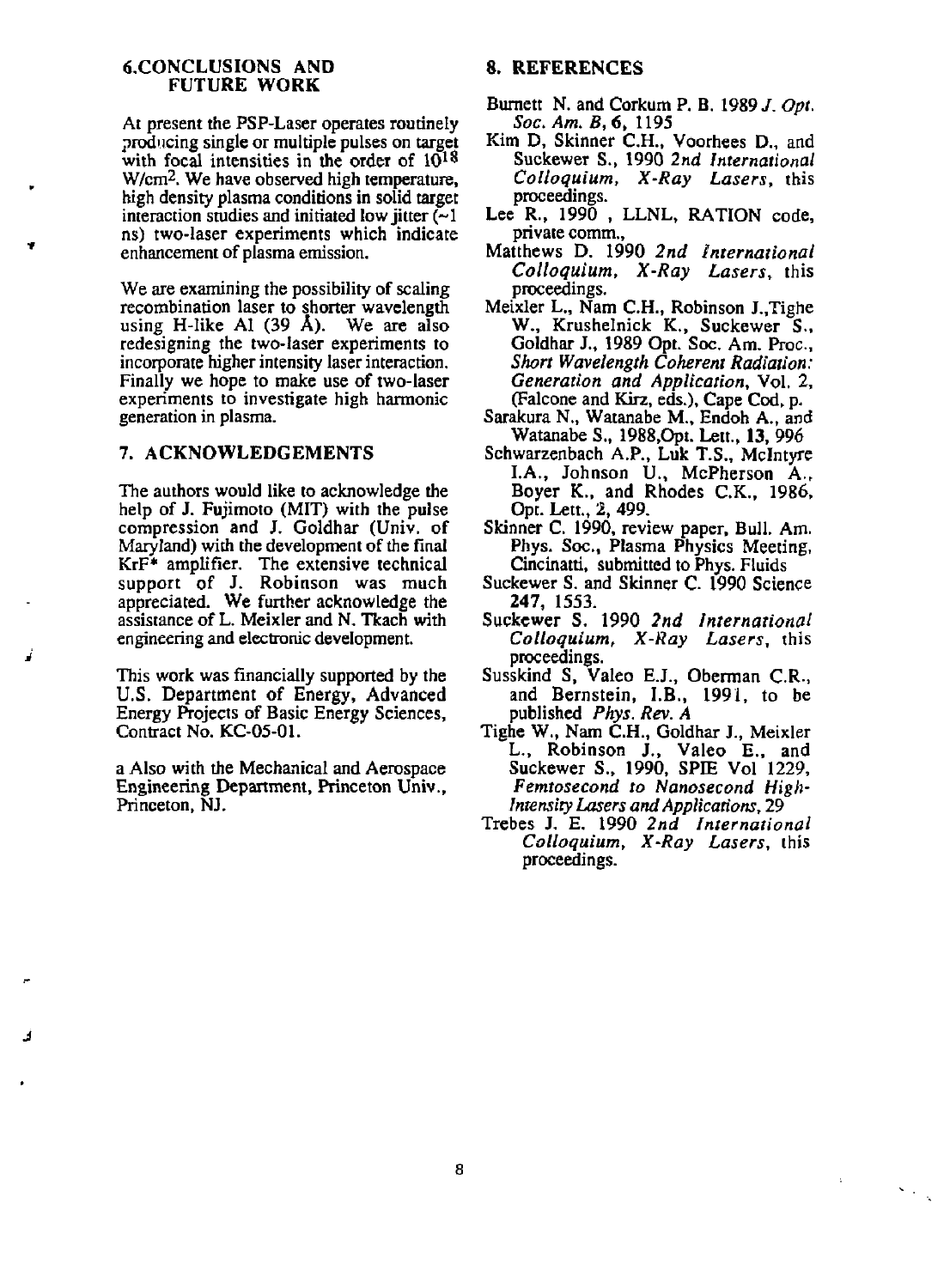## 6. CONCLUSIONS AND FUTURE WORK

At present the PSP-Laser operates routinely producing single or multiple pulses on target with focal intensities in the order of $10^{18}$ W/cm$^2$. We have observed high temperature, high density plasma conditions in solid target interaction studies and initiated low jitter (~1 ns) two-laser experiments which indicate enhancement of plasma emission.

We are examining the possibility of scaling recombination laser to shorter wavelength using H-like Al (39 Å). We are also redesigning the two-laser experiments to incorporate higher intensity laser interaction. Finally we hope to make use of two-laser experiments to investigate high harmonic generation in plasma.

## 7. ACKNOWLEDGEMENTS

The authors would like to acknowledge the help of J. Fujimoto (MIT) with the pulse compression and J. Goldhar (Univ. of Maryland) with the development of the final KrF* amplifier. The extensive technical support of J. Robinson was much appreciated. We further acknowledge the assistance of L. Meixler and N. Tkach with engineering and electronic development.

This work was financially supported by the U.S. Department of Energy, Advanced Energy Projects of Basic Energy Sciences, Contract No. KC-05-01.

a Also with the Mechanical and Aerospace Engineering Department, Princeton Univ., Princeton, NJ.

## 8. REFERENCES

Burnett N. and Corkum P. B. 1989 *J. Opt. Soc. Am. B*, **6**, 1195

Kim D, Skinner C.H., Voorhees D., and Suckewer S., 1990 *2nd International Colloquium, X-Ray Lasers*, this proceedings.

Lee R., 1990 , LLNL, RATION code, private comm.,

Matthews D. 1990 *2nd International Colloquium, X-Ray Lasers*, this proceedings.

Meixler L., Nam C.H., Robinson J.,Tighe W., Krushelnick K., Suckewer S., Goldhar J., 1989 Opt. Soc. Am. Proc., *Short Wavelength Coherent Radiation: Generation and Application*, Vol. 2, (Falcone and Kirz, eds.), Cape Cod, p.

Sarakura N., Watanabe M., Endoh A., and Watanabe S., 1988,Opt. Lett., **13**, 996

Schwarzenbach A.P., Luk T.S., McIntyre I.A., Johnson U., McPherson A., Boyer K., and Rhodes C.K., 1986, Opt. Lett., 2, 499.

Skinner C. 1990, review paper, Bull. Am. Phys. Soc., Plasma Physics Meeting, Cincinatti, submitted to Phys. Fluids

Suckewer S. and Skinner C. 1990 Science **247**, 1553.

Suckewer S. 1990 *2nd International Colloquium, X-Ray Lasers*, this proceedings.

Susskind S, Valeo E.J., Oberman C.R., and Bernstein, I.B., 1991, to be published *Phys. Rev. A*

Tighe W., Nam C.H., Goldhar J., Meixler L., Robinson J., Valeo E., and Suckewer S., 1990, SPIE Vol 1229, *Femtosecond to Nanosecond High-Intensity Lasers and Applications*, 29

Trebes J. E. 1990 *2nd International Colloquium, X-Ray Lasers*, this proceedings.